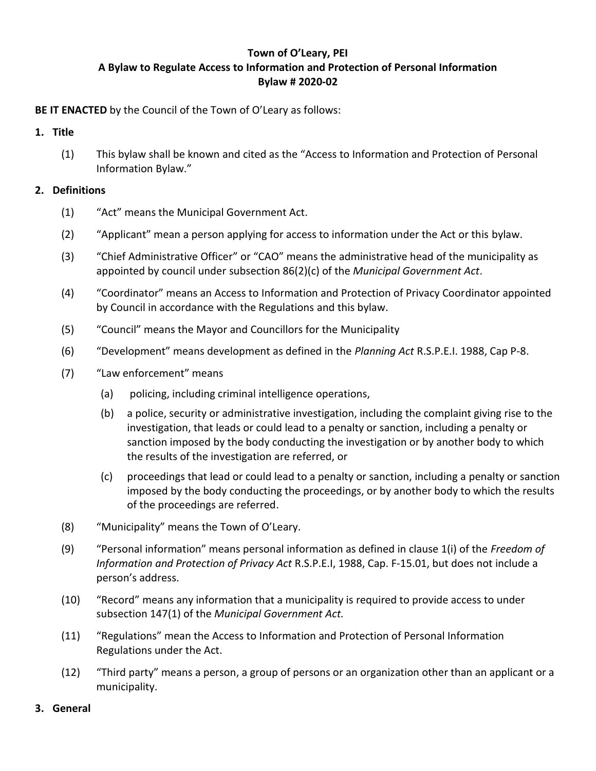**Town of O'Leary, PEI**
**A Bylaw to Regulate Access to Information and Protection of Personal Information**
**Bylaw # 2020-02**

**BE IT ENACTED** by the Council of the Town of O'Leary as follows:

## 1. Title

(1) This bylaw shall be known and cited as the "Access to Information and Protection of Personal Information Bylaw."

## 2. Definitions

(1) "Act" means the Municipal Government Act.

(2) "Applicant" mean a person applying for access to information under the Act or this bylaw.

(3) "Chief Administrative Officer" or "CAO" means the administrative head of the municipality as appointed by council under subsection 86(2)(c) of the *Municipal Government Act*.

(4) "Coordinator" means an Access to Information and Protection of Privacy Coordinator appointed by Council in accordance with the Regulations and this bylaw.

(5) "Council" means the Mayor and Councillors for the Municipality

(6) "Development" means development as defined in the *Planning Act* R.S.P.E.I. 1988, Cap P-8.

(7) "Law enforcement" means

(a) policing, including criminal intelligence operations,

(b) a police, security or administrative investigation, including the complaint giving rise to the investigation, that leads or could lead to a penalty or sanction, including a penalty or sanction imposed by the body conducting the investigation or by another body to which the results of the investigation are referred, or

(c) proceedings that lead or could lead to a penalty or sanction, including a penalty or sanction imposed by the body conducting the proceedings, or by another body to which the results of the proceedings are referred.

(8) "Municipality" means the Town of O'Leary.

(9) "Personal information" means personal information as defined in clause 1(i) of the *Freedom of Information and Protection of Privacy Act* R.S.P.E.I, 1988, Cap. F-15.01, but does not include a person's address.

(10) "Record" means any information that a municipality is required to provide access to under subsection 147(1) of the *Municipal Government Act.*

(11) "Regulations" mean the Access to Information and Protection of Personal Information Regulations under the Act.

(12) "Third party" means a person, a group of persons or an organization other than an applicant or a municipality.

## 3. General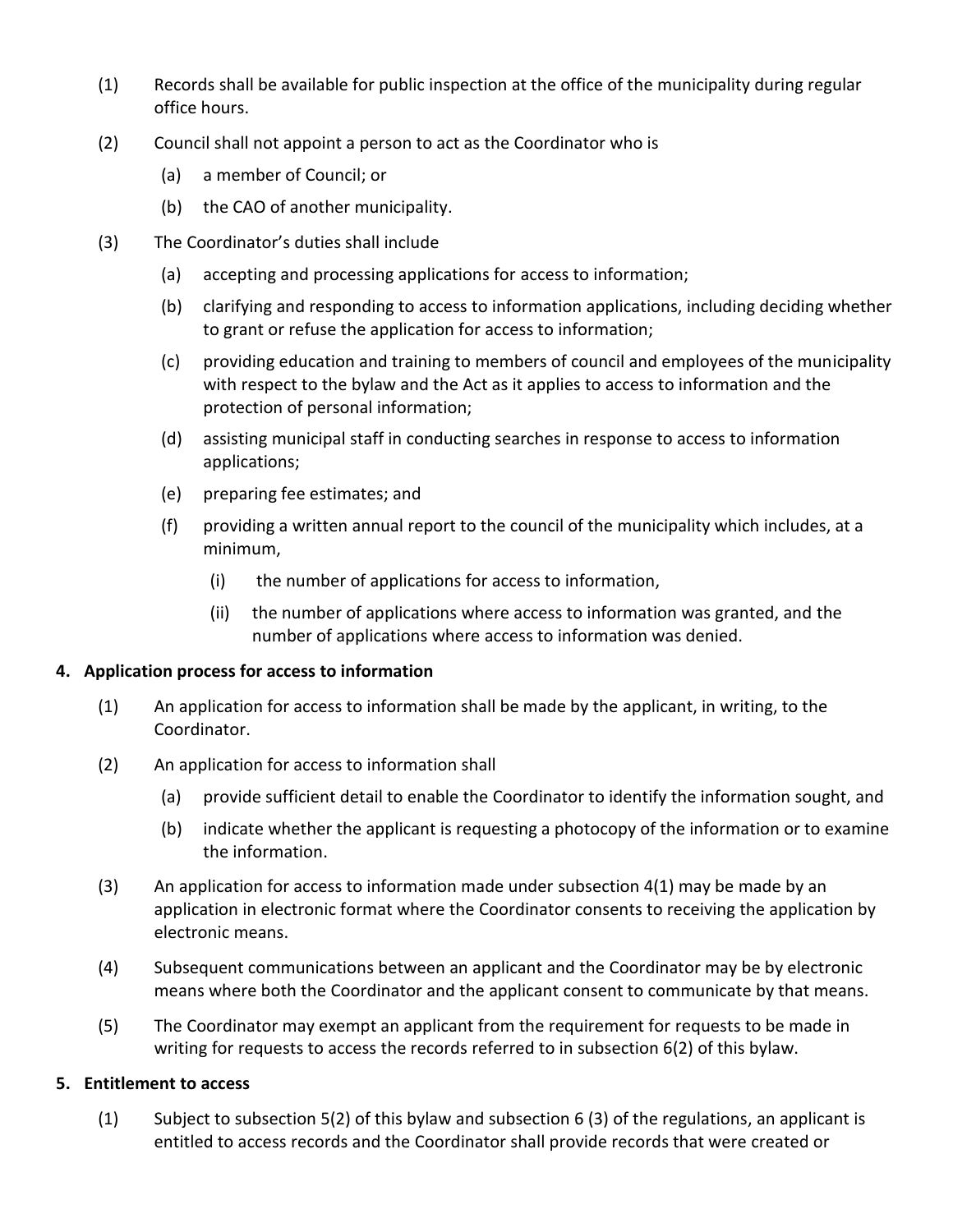(1) Records shall be available for public inspection at the office of the municipality during regular office hours.

(2) Council shall not appoint a person to act as the Coordinator who is

  (a) a member of Council; or

  (b) the CAO of another municipality.

(3) The Coordinator's duties shall include

  (a) accepting and processing applications for access to information;

  (b) clarifying and responding to access to information applications, including deciding whether to grant or refuse the application for access to information;

  (c) providing education and training to members of council and employees of the municipality with respect to the bylaw and the Act as it applies to access to information and the protection of personal information;

  (d) assisting municipal staff in conducting searches in response to access to information applications;

  (e) preparing fee estimates; and

  (f) providing a written annual report to the council of the municipality which includes, at a minimum,

    (i) the number of applications for access to information,

    (ii) the number of applications where access to information was granted, and the number of applications where access to information was denied.

**4. Application process for access to information**

(1) An application for access to information shall be made by the applicant, in writing, to the Coordinator.

(2) An application for access to information shall

  (a) provide sufficient detail to enable the Coordinator to identify the information sought, and

  (b) indicate whether the applicant is requesting a photocopy of the information or to examine the information.

(3) An application for access to information made under subsection 4(1) may be made by an application in electronic format where the Coordinator consents to receiving the application by electronic means.

(4) Subsequent communications between an applicant and the Coordinator may be by electronic means where both the Coordinator and the applicant consent to communicate by that means.

(5) The Coordinator may exempt an applicant from the requirement for requests to be made in writing for requests to access the records referred to in subsection 6(2) of this bylaw.

**5. Entitlement to access**

(1) Subject to subsection 5(2) of this bylaw and subsection 6 (3) of the regulations, an applicant is entitled to access records and the Coordinator shall provide records that were created or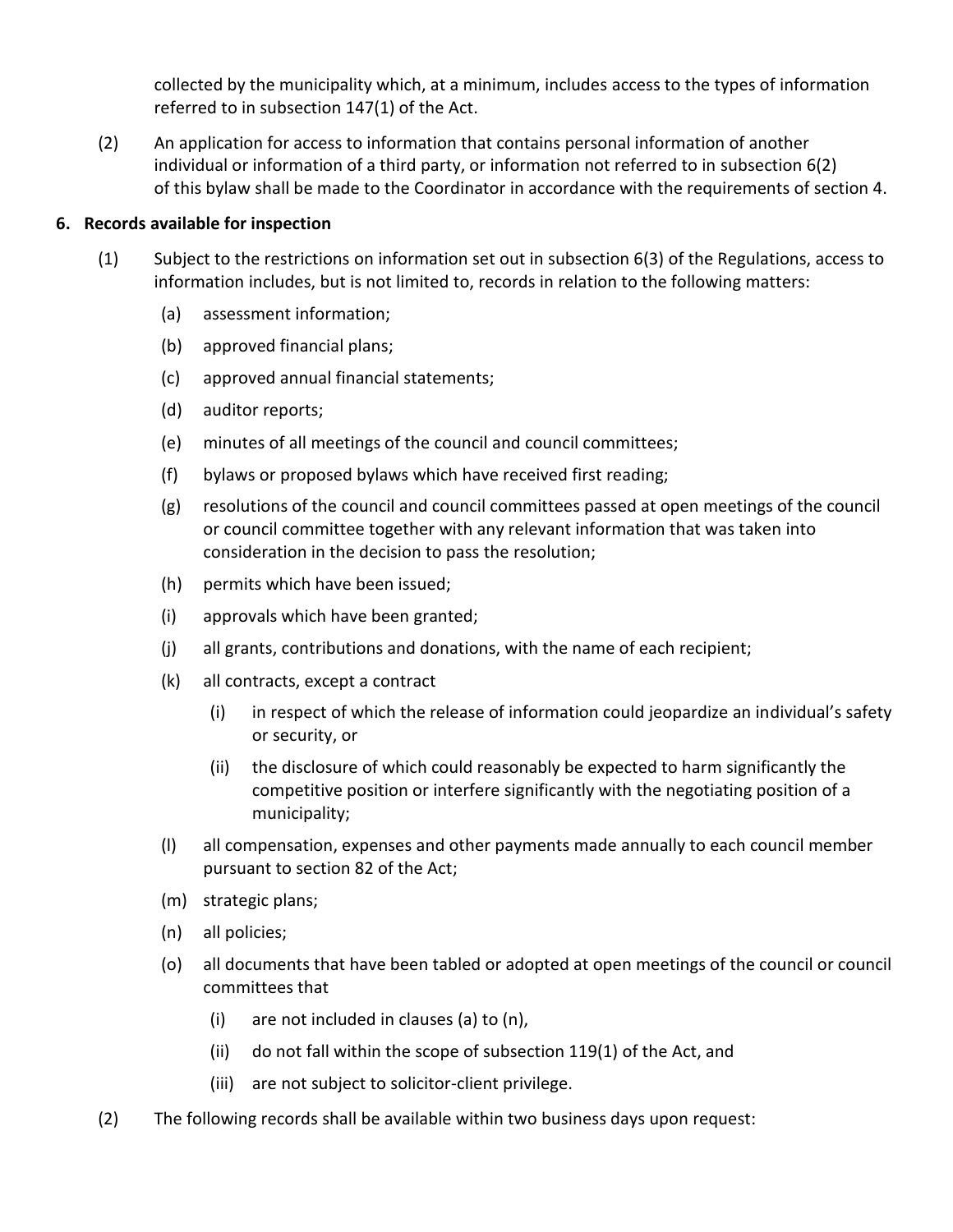collected by the municipality which, at a minimum, includes access to the types of information referred to in subsection 147(1) of the Act.

(2) An application for access to information that contains personal information of another individual or information of a third party, or information not referred to in subsection 6(2) of this bylaw shall be made to the Coordinator in accordance with the requirements of section 4.

## 6. Records available for inspection

(1) Subject to the restrictions on information set out in subsection 6(3) of the Regulations, access to information includes, but is not limited to, records in relation to the following matters:

- (a) assessment information;
- (b) approved financial plans;
- (c) approved annual financial statements;
- (d) auditor reports;
- (e) minutes of all meetings of the council and council committees;
- (f) bylaws or proposed bylaws which have received first reading;
- (g) resolutions of the council and council committees passed at open meetings of the council or council committee together with any relevant information that was taken into consideration in the decision to pass the resolution;
- (h) permits which have been issued;
- (i) approvals which have been granted;
- (j) all grants, contributions and donations, with the name of each recipient;
- (k) all contracts, except a contract
  - (i) in respect of which the release of information could jeopardize an individual's safety or security, or
  - (ii) the disclosure of which could reasonably be expected to harm significantly the competitive position or interfere significantly with the negotiating position of a municipality;
- (l) all compensation, expenses and other payments made annually to each council member pursuant to section 82 of the Act;
- (m) strategic plans;
- (n) all policies;
- (o) all documents that have been tabled or adopted at open meetings of the council or council committees that
  - (i) are not included in clauses (a) to (n),
  - (ii) do not fall within the scope of subsection 119(1) of the Act, and
  - (iii) are not subject to solicitor-client privilege.

(2) The following records shall be available within two business days upon request: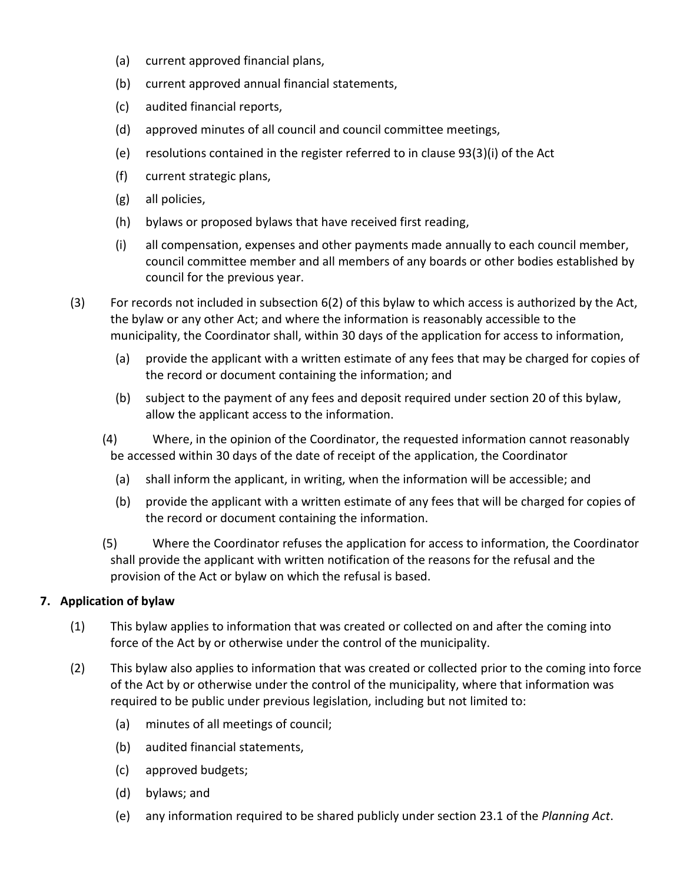(a) current approved financial plans,

(b) current approved annual financial statements,

(c) audited financial reports,

(d) approved minutes of all council and council committee meetings,

(e) resolutions contained in the register referred to in clause 93(3)(i) of the Act

(f) current strategic plans,

(g) all policies,

(h) bylaws or proposed bylaws that have received first reading,

(i) all compensation, expenses and other payments made annually to each council member, council committee member and all members of any boards or other bodies established by council for the previous year.

(3) For records not included in subsection 6(2) of this bylaw to which access is authorized by the Act, the bylaw or any other Act; and where the information is reasonably accessible to the municipality, the Coordinator shall, within 30 days of the application for access to information,

(a) provide the applicant with a written estimate of any fees that may be charged for copies of the record or document containing the information; and

(b) subject to the payment of any fees and deposit required under section 20 of this bylaw, allow the applicant access to the information.

(4) Where, in the opinion of the Coordinator, the requested information cannot reasonably be accessed within 30 days of the date of receipt of the application, the Coordinator

(a) shall inform the applicant, in writing, when the information will be accessible; and

(b) provide the applicant with a written estimate of any fees that will be charged for copies of the record or document containing the information.

(5) Where the Coordinator refuses the application for access to information, the Coordinator shall provide the applicant with written notification of the reasons for the refusal and the provision of the Act or bylaw on which the refusal is based.

**7. Application of bylaw**

(1) This bylaw applies to information that was created or collected on and after the coming into force of the Act by or otherwise under the control of the municipality.

(2) This bylaw also applies to information that was created or collected prior to the coming into force of the Act by or otherwise under the control of the municipality, where that information was required to be public under previous legislation, including but not limited to:

(a) minutes of all meetings of council;

(b) audited financial statements,

(c) approved budgets;

(d) bylaws; and

(e) any information required to be shared publicly under section 23.1 of the *Planning Act*.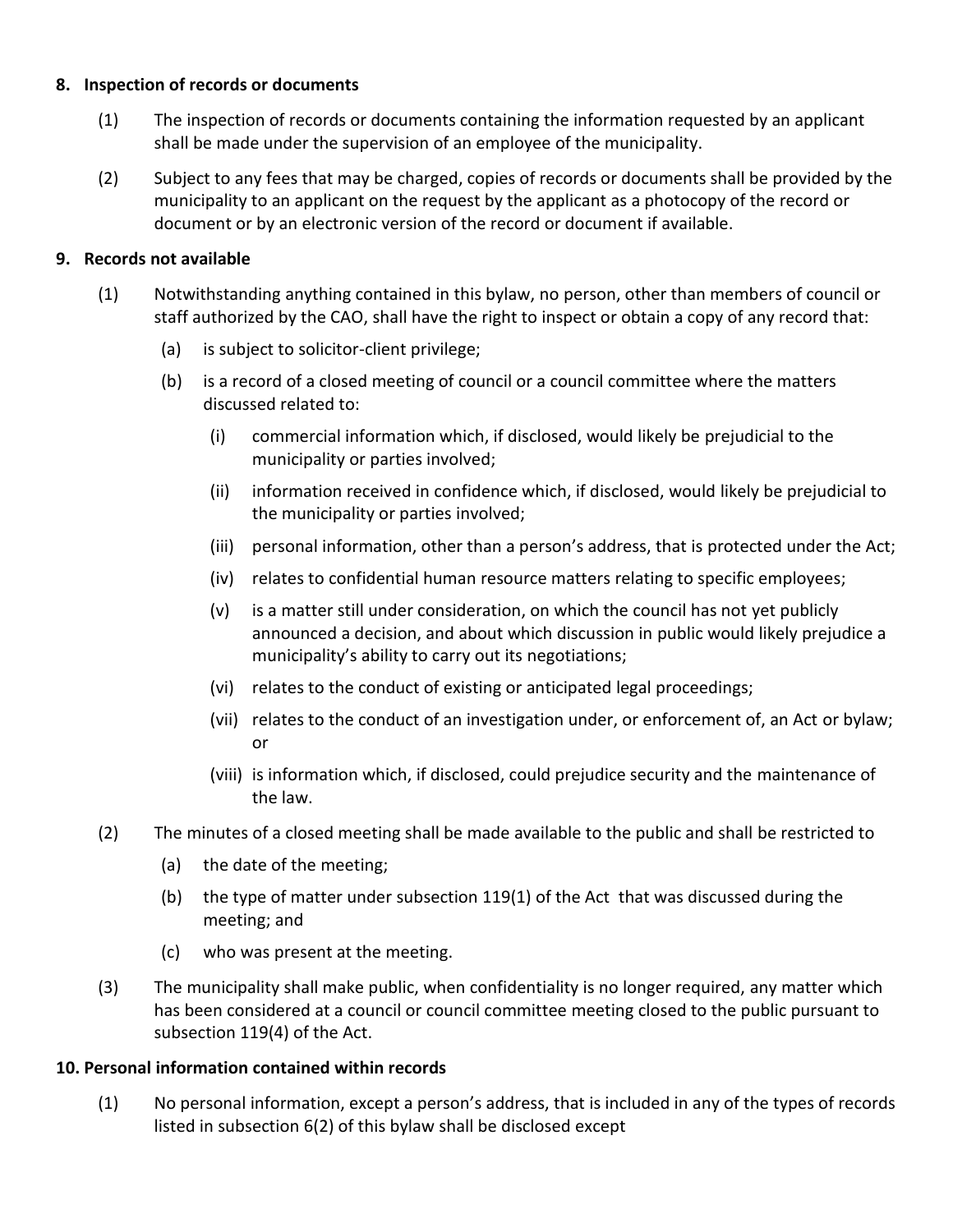### 8. Inspection of records or documents

(1) The inspection of records or documents containing the information requested by an applicant shall be made under the supervision of an employee of the municipality.

(2) Subject to any fees that may be charged, copies of records or documents shall be provided by the municipality to an applicant on the request by the applicant as a photocopy of the record or document or by an electronic version of the record or document if available.

### 9. Records not available

(1) Notwithstanding anything contained in this bylaw, no person, other than members of council or staff authorized by the CAO, shall have the right to inspect or obtain a copy of any record that:

- (a) is subject to solicitor-client privilege;
- (b) is a record of a closed meeting of council or a council committee where the matters discussed related to:
  - (i) commercial information which, if disclosed, would likely be prejudicial to the municipality or parties involved;
  - (ii) information received in confidence which, if disclosed, would likely be prejudicial to the municipality or parties involved;
  - (iii) personal information, other than a person's address, that is protected under the Act;
  - (iv) relates to confidential human resource matters relating to specific employees;
  - (v) is a matter still under consideration, on which the council has not yet publicly announced a decision, and about which discussion in public would likely prejudice a municipality's ability to carry out its negotiations;
  - (vi) relates to the conduct of existing or anticipated legal proceedings;
  - (vii) relates to the conduct of an investigation under, or enforcement of, an Act or bylaw; or
  - (viii) is information which, if disclosed, could prejudice security and the maintenance of the law.

(2) The minutes of a closed meeting shall be made available to the public and shall be restricted to

- (a) the date of the meeting;
- (b) the type of matter under subsection 119(1) of the Act that was discussed during the meeting; and
- (c) who was present at the meeting.

(3) The municipality shall make public, when confidentiality is no longer required, any matter which has been considered at a council or council committee meeting closed to the public pursuant to subsection 119(4) of the Act.

### 10. Personal information contained within records

(1) No personal information, except a person's address, that is included in any of the types of records listed in subsection 6(2) of this bylaw shall be disclosed except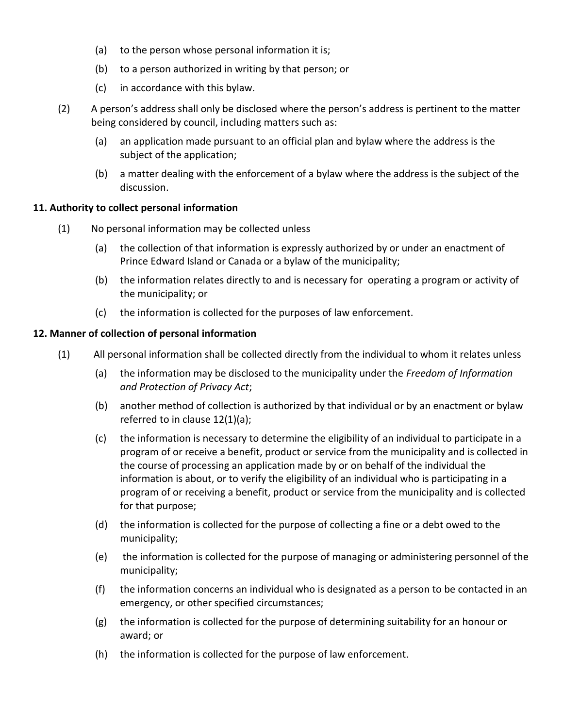(a) to the person whose personal information it is;

(b) to a person authorized in writing by that person; or

(c) in accordance with this bylaw.

(2) A person's address shall only be disclosed where the person's address is pertinent to the matter being considered by council, including matters such as:

(a) an application made pursuant to an official plan and bylaw where the address is the subject of the application;

(b) a matter dealing with the enforcement of a bylaw where the address is the subject of the discussion.

**11. Authority to collect personal information**

(1) No personal information may be collected unless

(a) the collection of that information is expressly authorized by or under an enactment of Prince Edward Island or Canada or a bylaw of the municipality;

(b) the information relates directly to and is necessary for operating a program or activity of the municipality; or

(c) the information is collected for the purposes of law enforcement.

**12. Manner of collection of personal information**

(1) All personal information shall be collected directly from the individual to whom it relates unless

(a) the information may be disclosed to the municipality under the *Freedom of Information and Protection of Privacy Act*;

(b) another method of collection is authorized by that individual or by an enactment or bylaw referred to in clause 12(1)(a);

(c) the information is necessary to determine the eligibility of an individual to participate in a program of or receive a benefit, product or service from the municipality and is collected in the course of processing an application made by or on behalf of the individual the information is about, or to verify the eligibility of an individual who is participating in a program of or receiving a benefit, product or service from the municipality and is collected for that purpose;

(d) the information is collected for the purpose of collecting a fine or a debt owed to the municipality;

(e) the information is collected for the purpose of managing or administering personnel of the municipality;

(f) the information concerns an individual who is designated as a person to be contacted in an emergency, or other specified circumstances;

(g) the information is collected for the purpose of determining suitability for an honour or award; or

(h) the information is collected for the purpose of law enforcement.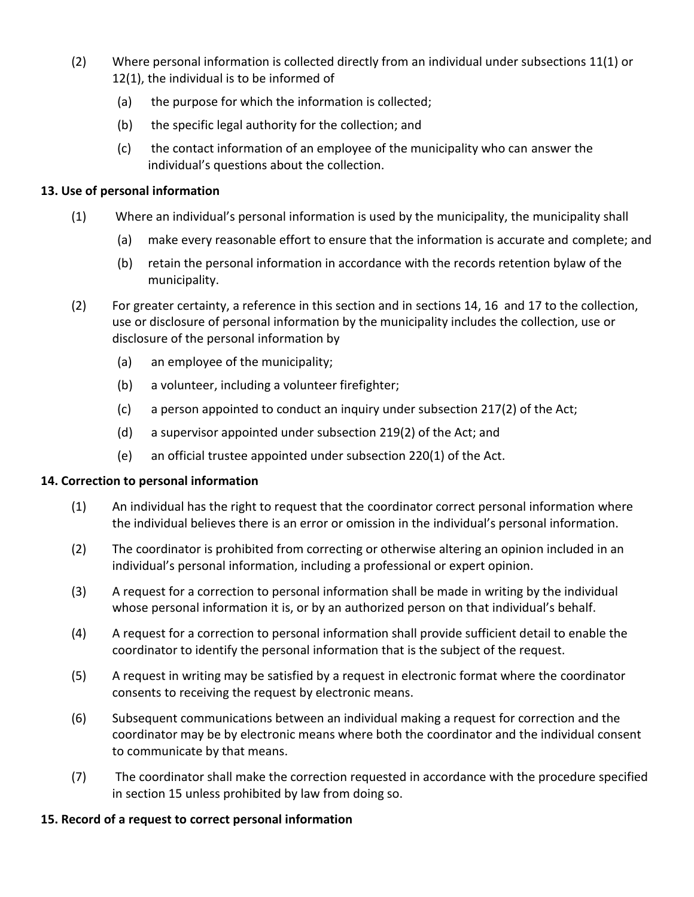(2) Where personal information is collected directly from an individual under subsections 11(1) or 12(1), the individual is to be informed of

(a) the purpose for which the information is collected;

(b) the specific legal authority for the collection; and

(c) the contact information of an employee of the municipality who can answer the individual's questions about the collection.

**13. Use of personal information**

(1) Where an individual's personal information is used by the municipality, the municipality shall

(a) make every reasonable effort to ensure that the information is accurate and complete; and

(b) retain the personal information in accordance with the records retention bylaw of the municipality.

(2) For greater certainty, a reference in this section and in sections 14, 16 and 17 to the collection, use or disclosure of personal information by the municipality includes the collection, use or disclosure of the personal information by

(a) an employee of the municipality;

(b) a volunteer, including a volunteer firefighter;

(c) a person appointed to conduct an inquiry under subsection 217(2) of the Act;

(d) a supervisor appointed under subsection 219(2) of the Act; and

(e) an official trustee appointed under subsection 220(1) of the Act.

**14. Correction to personal information**

(1) An individual has the right to request that the coordinator correct personal information where the individual believes there is an error or omission in the individual's personal information.

(2) The coordinator is prohibited from correcting or otherwise altering an opinion included in an individual's personal information, including a professional or expert opinion.

(3) A request for a correction to personal information shall be made in writing by the individual whose personal information it is, or by an authorized person on that individual's behalf.

(4) A request for a correction to personal information shall provide sufficient detail to enable the coordinator to identify the personal information that is the subject of the request.

(5) A request in writing may be satisfied by a request in electronic format where the coordinator consents to receiving the request by electronic means.

(6) Subsequent communications between an individual making a request for correction and the coordinator may be by electronic means where both the coordinator and the individual consent to communicate by that means.

(7) The coordinator shall make the correction requested in accordance with the procedure specified in section 15 unless prohibited by law from doing so.

**15. Record of a request to correct personal information**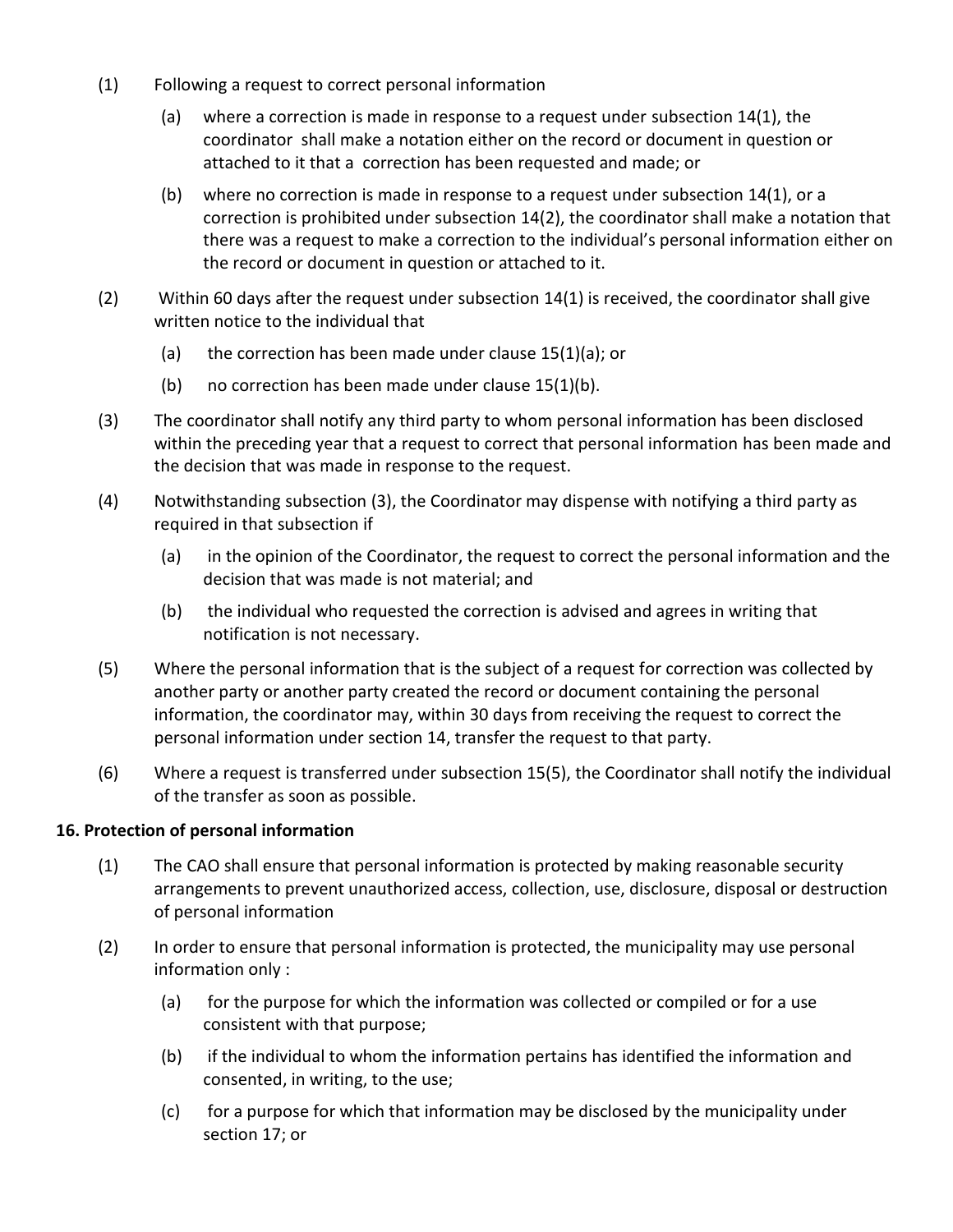(1) Following a request to correct personal information

(a) where a correction is made in response to a request under subsection 14(1), the coordinator shall make a notation either on the record or document in question or attached to it that a correction has been requested and made; or

(b) where no correction is made in response to a request under subsection 14(1), or a correction is prohibited under subsection 14(2), the coordinator shall make a notation that there was a request to make a correction to the individual's personal information either on the record or document in question or attached to it.

(2) Within 60 days after the request under subsection 14(1) is received, the coordinator shall give written notice to the individual that

(a) the correction has been made under clause 15(1)(a); or

(b) no correction has been made under clause 15(1)(b).

(3) The coordinator shall notify any third party to whom personal information has been disclosed within the preceding year that a request to correct that personal information has been made and the decision that was made in response to the request.

(4) Notwithstanding subsection (3), the Coordinator may dispense with notifying a third party as required in that subsection if

(a) in the opinion of the Coordinator, the request to correct the personal information and the decision that was made is not material; and

(b) the individual who requested the correction is advised and agrees in writing that notification is not necessary.

(5) Where the personal information that is the subject of a request for correction was collected by another party or another party created the record or document containing the personal information, the coordinator may, within 30 days from receiving the request to correct the personal information under section 14, transfer the request to that party.

(6) Where a request is transferred under subsection 15(5), the Coordinator shall notify the individual of the transfer as soon as possible.

**16. Protection of personal information**

(1) The CAO shall ensure that personal information is protected by making reasonable security arrangements to prevent unauthorized access, collection, use, disclosure, disposal or destruction of personal information

(2) In order to ensure that personal information is protected, the municipality may use personal information only :

(a) for the purpose for which the information was collected or compiled or for a use consistent with that purpose;

(b) if the individual to whom the information pertains has identified the information and consented, in writing, to the use;

(c) for a purpose for which that information may be disclosed by the municipality under section 17; or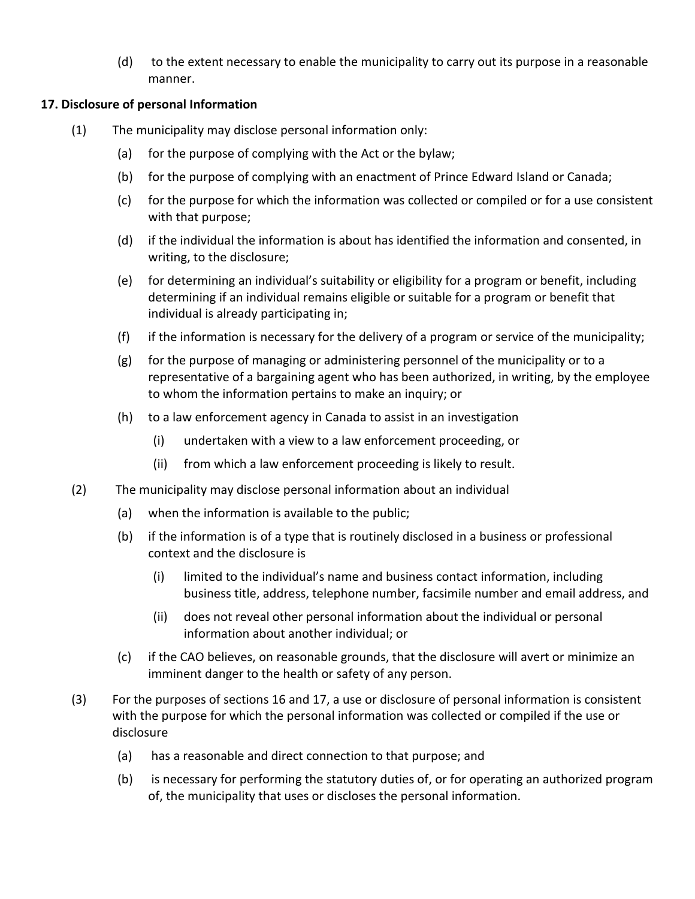(d) to the extent necessary to enable the municipality to carry out its purpose in a reasonable manner.

**17. Disclosure of personal Information**

(1) The municipality may disclose personal information only:

   (a) for the purpose of complying with the Act or the bylaw;

   (b) for the purpose of complying with an enactment of Prince Edward Island or Canada;

   (c) for the purpose for which the information was collected or compiled or for a use consistent with that purpose;

   (d) if the individual the information is about has identified the information and consented, in writing, to the disclosure;

   (e) for determining an individual's suitability or eligibility for a program or benefit, including determining if an individual remains eligible or suitable for a program or benefit that individual is already participating in;

   (f) if the information is necessary for the delivery of a program or service of the municipality;

   (g) for the purpose of managing or administering personnel of the municipality or to a representative of a bargaining agent who has been authorized, in writing, by the employee to whom the information pertains to make an inquiry; or

   (h) to a law enforcement agency in Canada to assist in an investigation

      (i) undertaken with a view to a law enforcement proceeding, or

      (ii) from which a law enforcement proceeding is likely to result.

(2) The municipality may disclose personal information about an individual

   (a) when the information is available to the public;

   (b) if the information is of a type that is routinely disclosed in a business or professional context and the disclosure is

      (i) limited to the individual's name and business contact information, including business title, address, telephone number, facsimile number and email address, and

      (ii) does not reveal other personal information about the individual or personal information about another individual; or

   (c) if the CAO believes, on reasonable grounds, that the disclosure will avert or minimize an imminent danger to the health or safety of any person.

(3) For the purposes of sections 16 and 17, a use or disclosure of personal information is consistent with the purpose for which the personal information was collected or compiled if the use or disclosure

   (a) has a reasonable and direct connection to that purpose; and

   (b) is necessary for performing the statutory duties of, or for operating an authorized program of, the municipality that uses or discloses the personal information.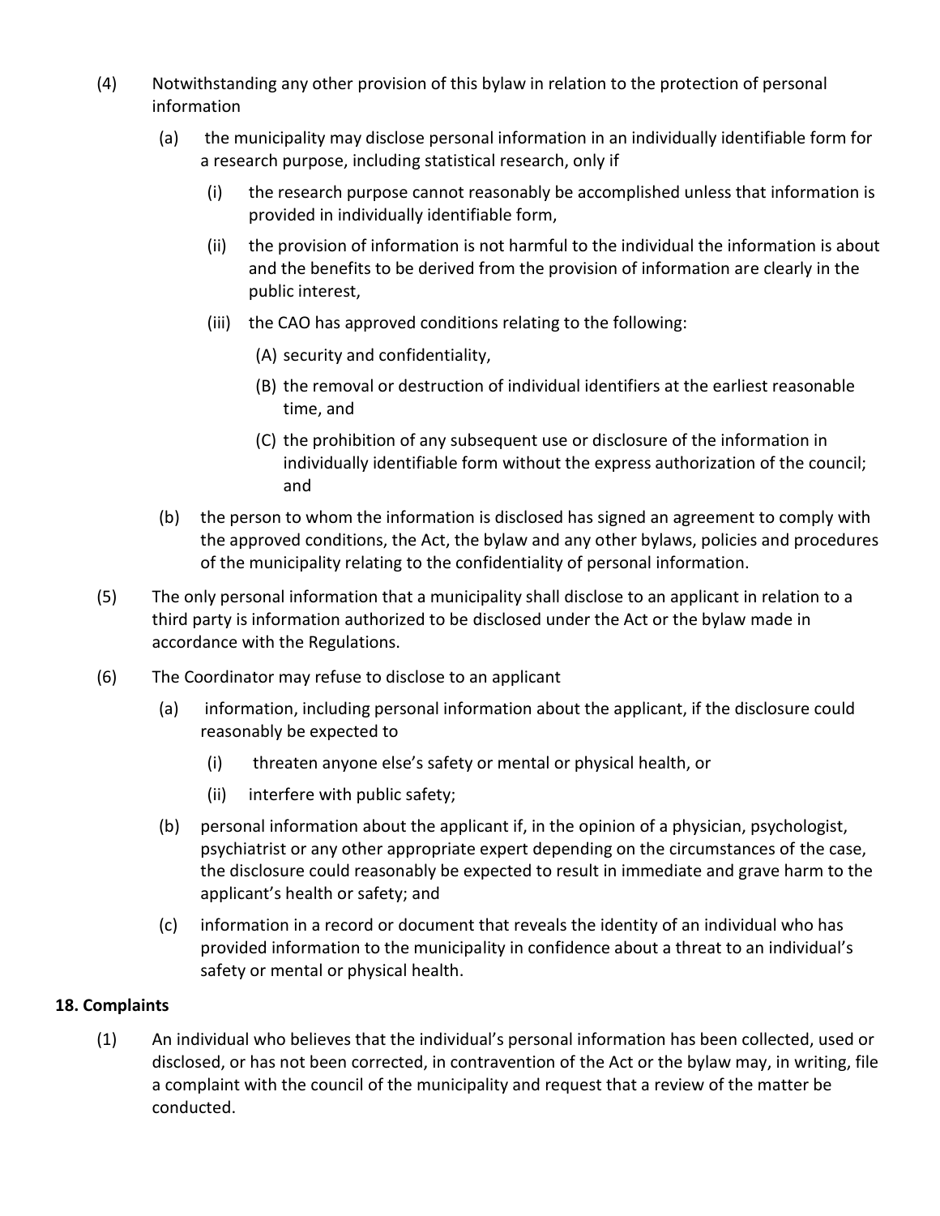(4) Notwithstanding any other provision of this bylaw in relation to the protection of personal information

   (a) the municipality may disclose personal information in an individually identifiable form for a research purpose, including statistical research, only if

      (i) the research purpose cannot reasonably be accomplished unless that information is provided in individually identifiable form,

      (ii) the provision of information is not harmful to the individual the information is about and the benefits to be derived from the provision of information are clearly in the public interest,

      (iii) the CAO has approved conditions relating to the following:

         (A) security and confidentiality,

         (B) the removal or destruction of individual identifiers at the earliest reasonable time, and

         (C) the prohibition of any subsequent use or disclosure of the information in individually identifiable form without the express authorization of the council; and

   (b) the person to whom the information is disclosed has signed an agreement to comply with the approved conditions, the Act, the bylaw and any other bylaws, policies and procedures of the municipality relating to the confidentiality of personal information.

(5) The only personal information that a municipality shall disclose to an applicant in relation to a third party is information authorized to be disclosed under the Act or the bylaw made in accordance with the Regulations.

(6) The Coordinator may refuse to disclose to an applicant

   (a) information, including personal information about the applicant, if the disclosure could reasonably be expected to

      (i) threaten anyone else's safety or mental or physical health, or

      (ii) interfere with public safety;

   (b) personal information about the applicant if, in the opinion of a physician, psychologist, psychiatrist or any other appropriate expert depending on the circumstances of the case, the disclosure could reasonably be expected to result in immediate and grave harm to the applicant's health or safety; and

   (c) information in a record or document that reveals the identity of an individual who has provided information to the municipality in confidence about a threat to an individual's safety or mental or physical health.

**18. Complaints**

(1) An individual who believes that the individual's personal information has been collected, used or disclosed, or has not been corrected, in contravention of the Act or the bylaw may, in writing, file a complaint with the council of the municipality and request that a review of the matter be conducted.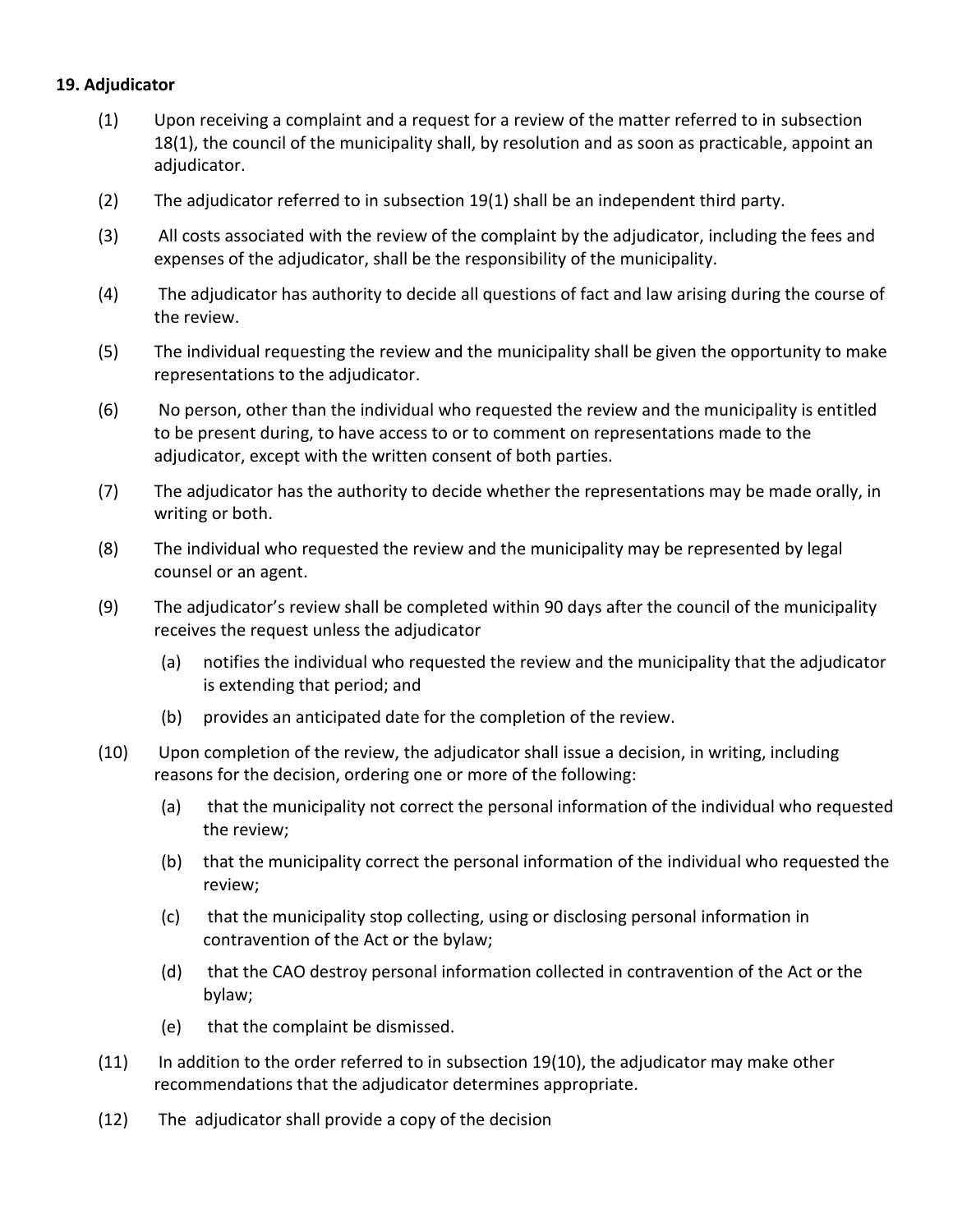**19. Adjudicator**

(1) Upon receiving a complaint and a request for a review of the matter referred to in subsection 18(1), the council of the municipality shall, by resolution and as soon as practicable, appoint an adjudicator.

(2) The adjudicator referred to in subsection 19(1) shall be an independent third party.

(3) All costs associated with the review of the complaint by the adjudicator, including the fees and expenses of the adjudicator, shall be the responsibility of the municipality.

(4) The adjudicator has authority to decide all questions of fact and law arising during the course of the review.

(5) The individual requesting the review and the municipality shall be given the opportunity to make representations to the adjudicator.

(6) No person, other than the individual who requested the review and the municipality is entitled to be present during, to have access to or to comment on representations made to the adjudicator, except with the written consent of both parties.

(7) The adjudicator has the authority to decide whether the representations may be made orally, in writing or both.

(8) The individual who requested the review and the municipality may be represented by legal counsel or an agent.

(9) The adjudicator's review shall be completed within 90 days after the council of the municipality receives the request unless the adjudicator

  (a) notifies the individual who requested the review and the municipality that the adjudicator is extending that period; and

  (b) provides an anticipated date for the completion of the review.

(10) Upon completion of the review, the adjudicator shall issue a decision, in writing, including reasons for the decision, ordering one or more of the following:

  (a) that the municipality not correct the personal information of the individual who requested the review;

  (b) that the municipality correct the personal information of the individual who requested the review;

  (c) that the municipality stop collecting, using or disclosing personal information in contravention of the Act or the bylaw;

  (d) that the CAO destroy personal information collected in contravention of the Act or the bylaw;

  (e) that the complaint be dismissed.

(11) In addition to the order referred to in subsection 19(10), the adjudicator may make other recommendations that the adjudicator determines appropriate.

(12) The adjudicator shall provide a copy of the decision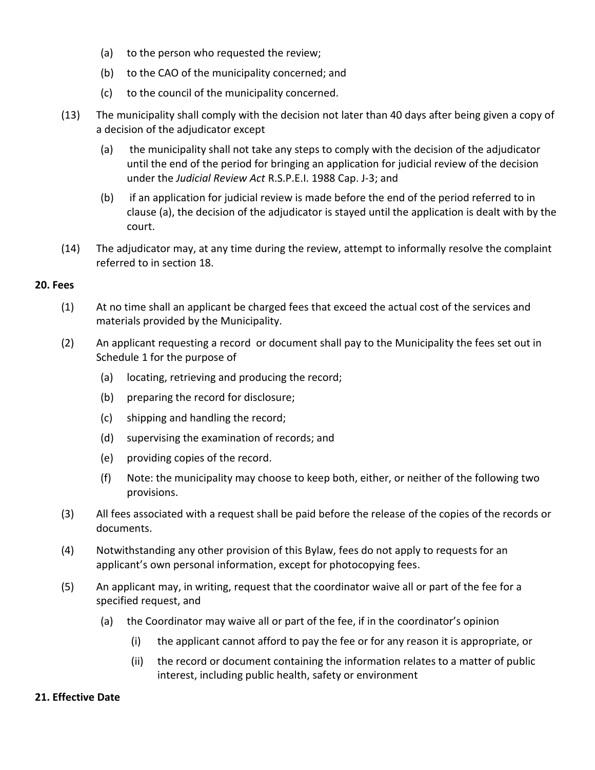(a) to the person who requested the review;

(b) to the CAO of the municipality concerned; and

(c) to the council of the municipality concerned.

(13) The municipality shall comply with the decision not later than 40 days after being given a copy of a decision of the adjudicator except

(a) the municipality shall not take any steps to comply with the decision of the adjudicator until the end of the period for bringing an application for judicial review of the decision under the *Judicial Review Act* R.S.P.E.I. 1988 Cap. J-3; and

(b) if an application for judicial review is made before the end of the period referred to in clause (a), the decision of the adjudicator is stayed until the application is dealt with by the court.

(14) The adjudicator may, at any time during the review, attempt to informally resolve the complaint referred to in section 18.

**20. Fees**

(1) At no time shall an applicant be charged fees that exceed the actual cost of the services and materials provided by the Municipality.

(2) An applicant requesting a record or document shall pay to the Municipality the fees set out in Schedule 1 for the purpose of

(a) locating, retrieving and producing the record;

(b) preparing the record for disclosure;

(c) shipping and handling the record;

(d) supervising the examination of records; and

(e) providing copies of the record.

(f) Note: the municipality may choose to keep both, either, or neither of the following two provisions.

(3) All fees associated with a request shall be paid before the release of the copies of the records or documents.

(4) Notwithstanding any other provision of this Bylaw, fees do not apply to requests for an applicant's own personal information, except for photocopying fees.

(5) An applicant may, in writing, request that the coordinator waive all or part of the fee for a specified request, and

(a) the Coordinator may waive all or part of the fee, if in the coordinator's opinion

(i) the applicant cannot afford to pay the fee or for any reason it is appropriate, or

(ii) the record or document containing the information relates to a matter of public interest, including public health, safety or environment

**21. Effective Date**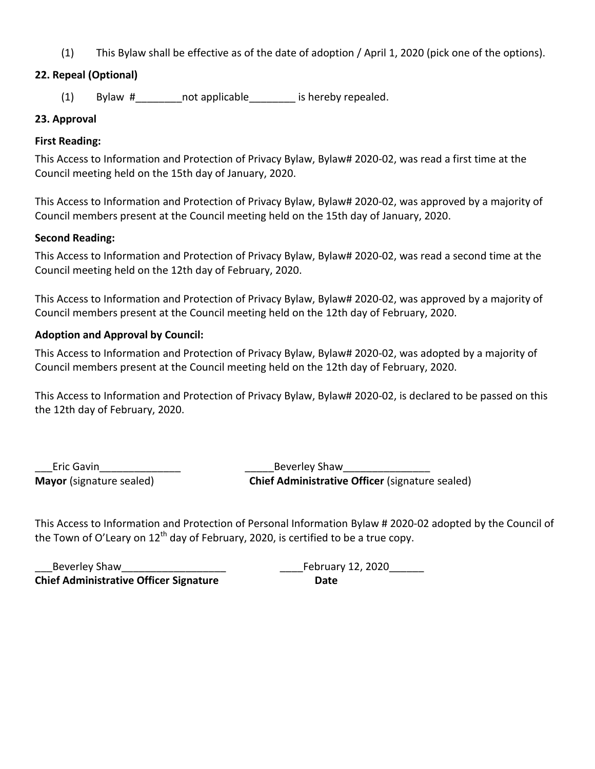(1) This Bylaw shall be effective as of the date of adoption / April 1, 2020 (pick one of the options).

### 22. Repeal (Optional)

(1) Bylaw #________not applicable________ is hereby repealed.

### 23. Approval

**First Reading:**

This Access to Information and Protection of Privacy Bylaw, Bylaw# 2020-02, was read a first time at the Council meeting held on the 15th day of January, 2020.

This Access to Information and Protection of Privacy Bylaw, Bylaw# 2020-02, was approved by a majority of Council members present at the Council meeting held on the 15th day of January, 2020.

**Second Reading:**

This Access to Information and Protection of Privacy Bylaw, Bylaw# 2020-02, was read a second time at the Council meeting held on the 12th day of February, 2020.

This Access to Information and Protection of Privacy Bylaw, Bylaw# 2020-02, was approved by a majority of Council members present at the Council meeting held on the 12th day of February, 2020.

**Adoption and Approval by Council:**

This Access to Information and Protection of Privacy Bylaw, Bylaw# 2020-02, was adopted by a majority of Council members present at the Council meeting held on the 12th day of February, 2020.

This Access to Information and Protection of Privacy Bylaw, Bylaw# 2020-02, is declared to be passed on this the 12th day of February, 2020.

___Eric Gavin______________
**Mayor** (signature sealed)

_____Beverley Shaw_______________
**Chief Administrative Officer** (signature sealed)

This Access to Information and Protection of Personal Information Bylaw # 2020-02 adopted by the Council of the Town of O'Leary on 12th day of February, 2020, is certified to be a true copy.

___Beverley Shaw__________________
**Chief Administrative Officer Signature**

____February 12, 2020______
**Date**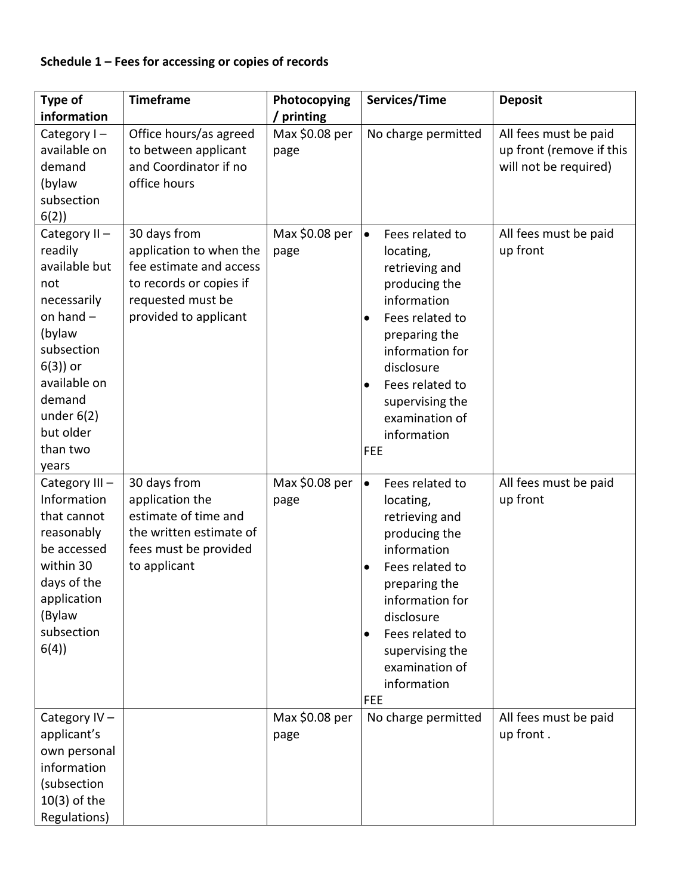**Schedule 1 – Fees for accessing or copies of records**

| Type of information | Timeframe | Photocopying / printing | Services/Time | Deposit |
| --- | --- | --- | --- | --- |
| Category I – available on demand (bylaw subsection 6(2)) | Office hours/as agreed to between applicant and Coordinator if no office hours | Max $0.08 per page | No charge permitted | All fees must be paid up front (remove if this will not be required) |
| Category II – readily available but not necessarily on hand – (bylaw subsection 6(3)) or available on demand under 6(2) but older than two years | 30 days from application to when the fee estimate and access to records or copies if requested must be provided to applicant | Max $0.08 per page | • Fees related to locating, retrieving and producing the information<br>• Fees related to preparing the information for disclosure<br>• Fees related to supervising the examination of information<br>FEE | All fees must be paid up front |
| Category III – Information that cannot reasonably be accessed within 30 days of the application (Bylaw subsection 6(4)) | 30 days from application the estimate of time and the written estimate of fees must be provided to applicant | Max $0.08 per page | • Fees related to locating, retrieving and producing the information<br>• Fees related to preparing the information for disclosure<br>• Fees related to supervising the examination of information<br>FEE | All fees must be paid up front |
| Category IV – applicant's own personal information (subsection 10(3) of the Regulations) | | Max $0.08 per page | No charge permitted | All fees must be paid up front . |